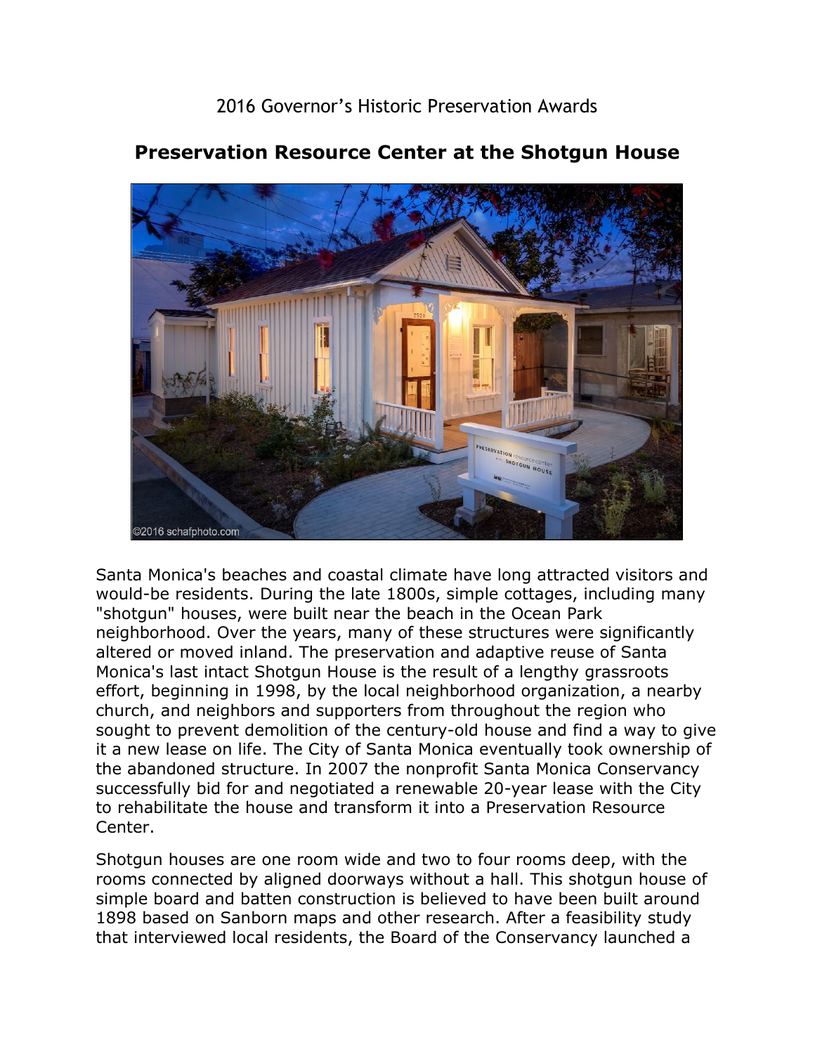2016 Governor's Historic Preservation Awards

# Preservation Resource Center at the Shotgun House

Santa Monica's beaches and coastal climate have long attracted visitors and would-be residents. During the late 1800s, simple cottages, including many "shotgun" houses, were built near the beach in the Ocean Park neighborhood. Over the years, many of these structures were significantly altered or moved inland. The preservation and adaptive reuse of Santa Monica's last intact Shotgun House is the result of a lengthy grassroots effort, beginning in 1998, by the local neighborhood organization, a nearby church, and neighbors and supporters from throughout the region who sought to prevent demolition of the century-old house and find a way to give it a new lease on life. The City of Santa Monica eventually took ownership of the abandoned structure. In 2007 the nonprofit Santa Monica Conservancy successfully bid for and negotiated a renewable 20-year lease with the City to rehabilitate the house and transform it into a Preservation Resource Center.

Shotgun houses are one room wide and two to four rooms deep, with the rooms connected by aligned doorways without a hall. This shotgun house of simple board and batten construction is believed to have been built around 1898 based on Sanborn maps and other research. After a feasibility study that interviewed local residents, the Board of the Conservancy launched a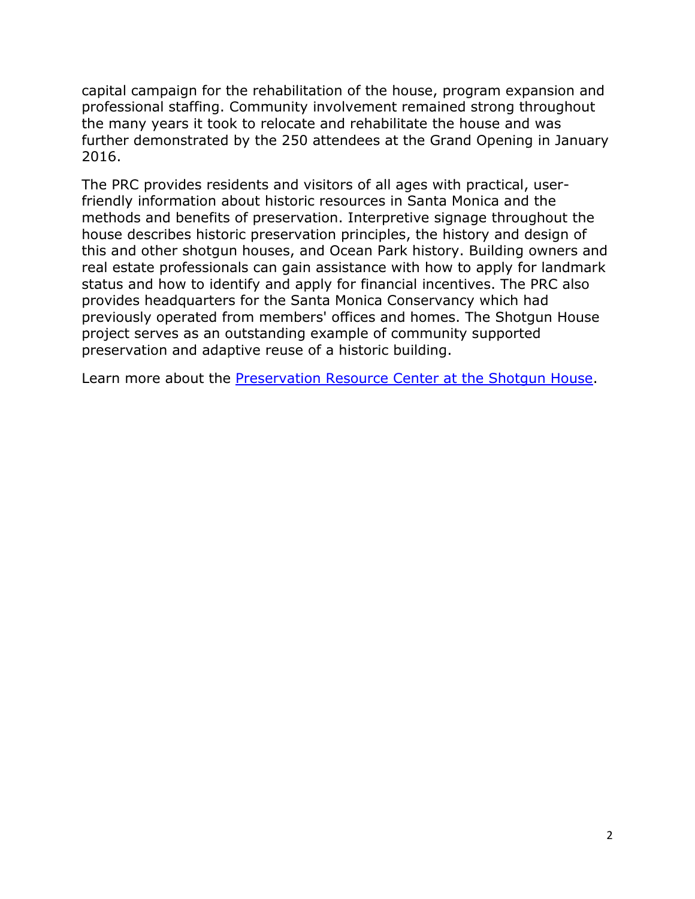capital campaign for the rehabilitation of the house, program expansion and professional staffing. Community involvement remained strong throughout the many years it took to relocate and rehabilitate the house and was further demonstrated by the 250 attendees at the Grand Opening in January 2016.

The PRC provides residents and visitors of all ages with practical, user-friendly information about historic resources in Santa Monica and the methods and benefits of preservation. Interpretive signage throughout the house describes historic preservation principles, the history and design of this and other shotgun houses, and Ocean Park history. Building owners and real estate professionals can gain assistance with how to apply for landmark status and how to identify and apply for financial incentives. The PRC also provides headquarters for the Santa Monica Conservancy which had previously operated from members' offices and homes. The Shotgun House project serves as an outstanding example of community supported preservation and adaptive reuse of a historic building.

Learn more about the Preservation Resource Center at the Shotgun House.